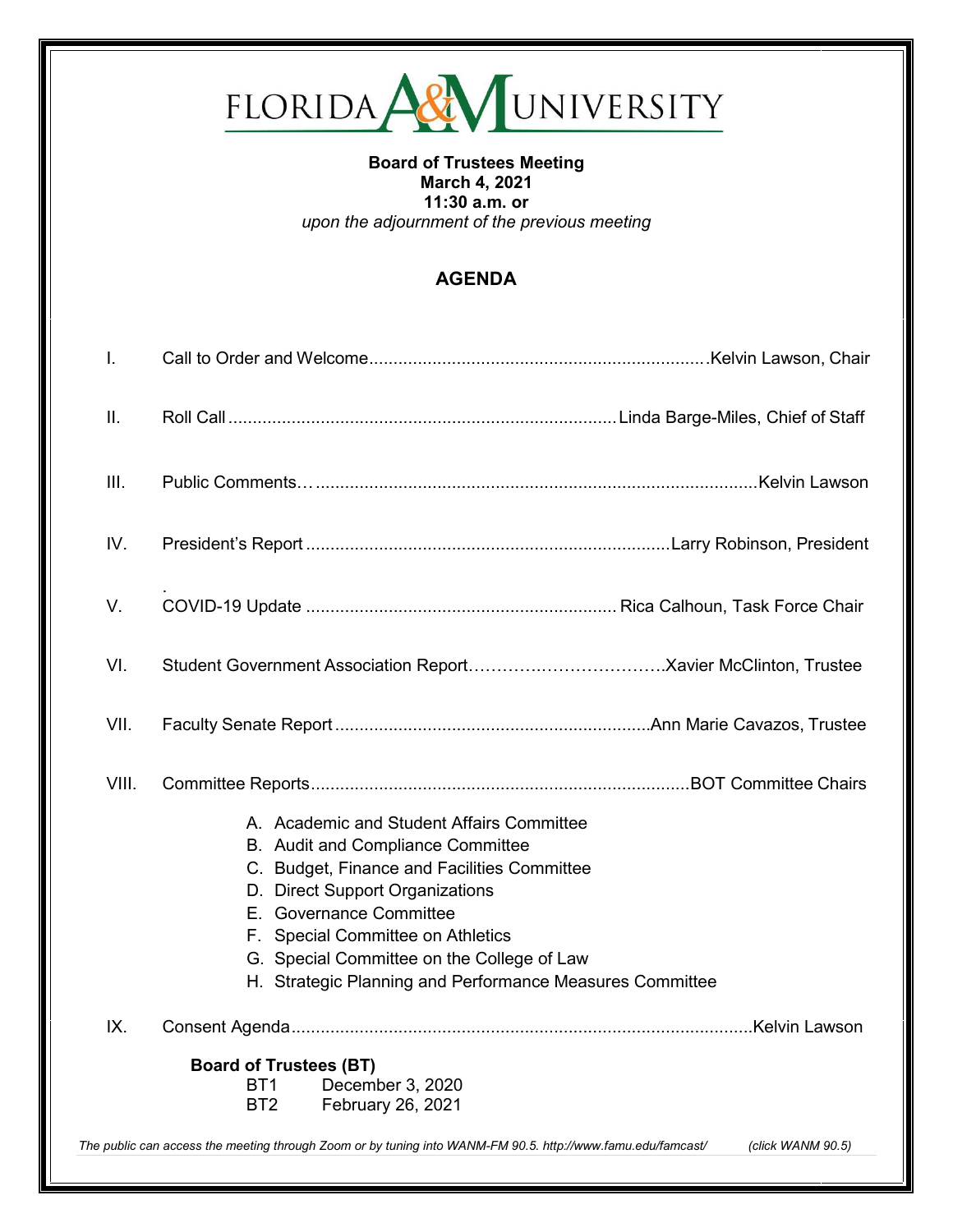# FLORIDA A&M UNIVERSITY

**Board of Trustees Meeting**
**March 4, 2021**
**11:30 a.m. or**
*upon the adjournment of the previous meeting*

## AGENDA

I. Call to Order and Welcome.....................................................................Kelvin Lawson, Chair

II. Roll Call ...............................................................................Linda Barge-Miles, Chief of Staff

III. Public Comments…..........................................................................................Kelvin Lawson

IV. President's Report ..........................................................................Larry Robinson, President

V. COVID-19 Update ............................................................... Rica Calhoun, Task Force Chair

VI. Student Government Association Report……………..………………..Xavier McClinton, Trustee

VII. Faculty Senate Report ................................................................Ann Marie Cavazos, Trustee

VIII. Committee Reports............................................................................BOT Committee Chairs

A. Academic and Student Affairs Committee
B. Audit and Compliance Committee
C. Budget, Finance and Facilities Committee
D. Direct Support Organizations
E. Governance Committee
F. Special Committee on Athletics
G. Special Committee on the College of Law
H. Strategic Planning and Performance Measures Committee

IX. Consent Agenda..............................................................................................Kelvin Lawson

**Board of Trustees (BT)**
BT1 December 3, 2020
BT2 February 26, 2021

*The public can access the meeting through Zoom or by tuning into WANM-FM 90.5. http://www.famu.edu/famcast/ (click WANM 90.5)*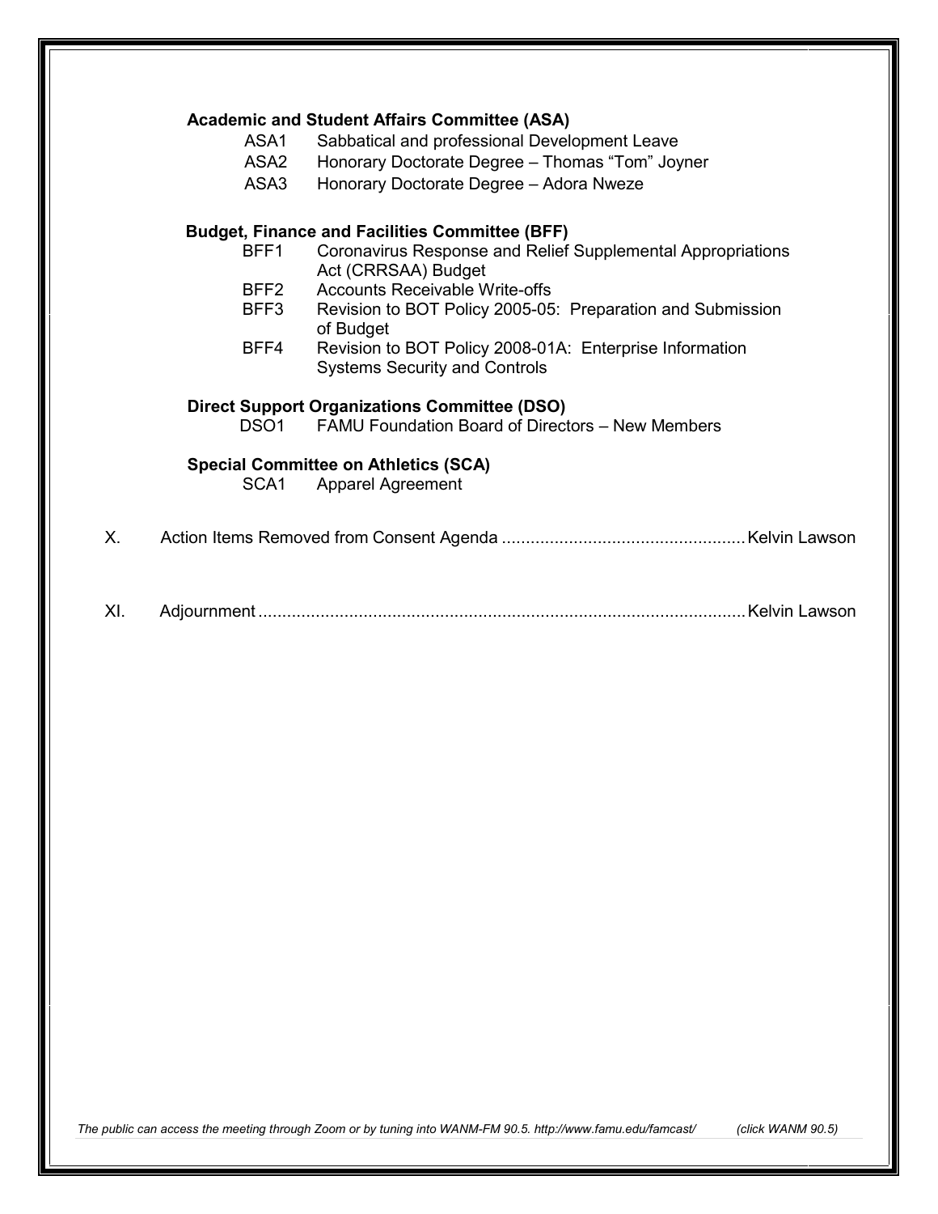**Academic and Student Affairs Committee (ASA)**

- ASA1 Sabbatical and professional Development Leave
- ASA2 Honorary Doctorate Degree – Thomas "Tom" Joyner
- ASA3 Honorary Doctorate Degree – Adora Nweze

**Budget, Finance and Facilities Committee (BFF)**

- BFF1 Coronavirus Response and Relief Supplemental Appropriations Act (CRRSAA) Budget
- BFF2 Accounts Receivable Write-offs
- BFF3 Revision to BOT Policy 2005-05: Preparation and Submission of Budget
- BFF4 Revision to BOT Policy 2008-01A: Enterprise Information Systems Security and Controls

**Direct Support Organizations Committee (DSO)**

- DSO1 FAMU Foundation Board of Directors – New Members

**Special Committee on Athletics (SCA)**

- SCA1 Apparel Agreement

X. Action Items Removed from Consent Agenda .................................................. Kelvin Lawson

XI. Adjournment ..................................................................................................... Kelvin Lawson

*The public can access the meeting through Zoom or by tuning into WANM-FM 90.5. http://www.famu.edu/famcast/ (click WANM 90.5)*